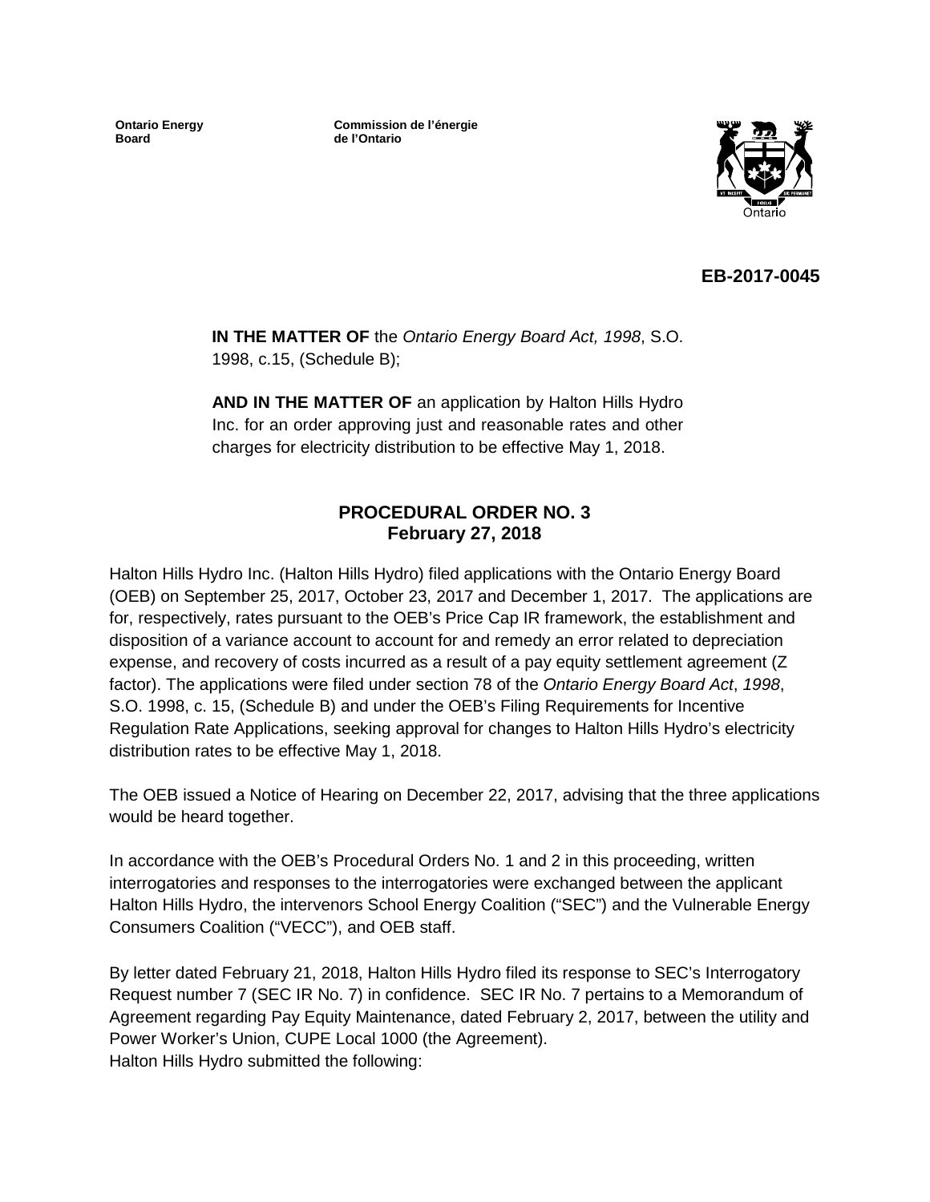**Ontario Energy Board**

**Commission de l'énergie de l'Ontario**

**EB-2017-0045**

**IN THE MATTER OF** the *Ontario Energy Board Act, 1998*, S.O. 1998, c.15, (Schedule B);

**AND IN THE MATTER OF** an application by Halton Hills Hydro Inc. for an order approving just and reasonable rates and other charges for electricity distribution to be effective May 1, 2018.

## PROCEDURAL ORDER NO. 3
## February 27, 2018

Halton Hills Hydro Inc. (Halton Hills Hydro) filed applications with the Ontario Energy Board (OEB) on September 25, 2017, October 23, 2017 and December 1, 2017. The applications are for, respectively, rates pursuant to the OEB's Price Cap IR framework, the establishment and disposition of a variance account to account for and remedy an error related to depreciation expense, and recovery of costs incurred as a result of a pay equity settlement agreement (Z factor). The applications were filed under section 78 of the *Ontario Energy Board Act*, *1998*, S.O. 1998, c. 15, (Schedule B) and under the OEB's Filing Requirements for Incentive Regulation Rate Applications, seeking approval for changes to Halton Hills Hydro's electricity distribution rates to be effective May 1, 2018.

The OEB issued a Notice of Hearing on December 22, 2017, advising that the three applications would be heard together.

In accordance with the OEB's Procedural Orders No. 1 and 2 in this proceeding, written interrogatories and responses to the interrogatories were exchanged between the applicant Halton Hills Hydro, the intervenors School Energy Coalition ("SEC") and the Vulnerable Energy Consumers Coalition ("VECC"), and OEB staff.

By letter dated February 21, 2018, Halton Hills Hydro filed its response to SEC's Interrogatory Request number 7 (SEC IR No. 7) in confidence. SEC IR No. 7 pertains to a Memorandum of Agreement regarding Pay Equity Maintenance, dated February 2, 2017, between the utility and Power Worker's Union, CUPE Local 1000 (the Agreement).
Halton Hills Hydro submitted the following: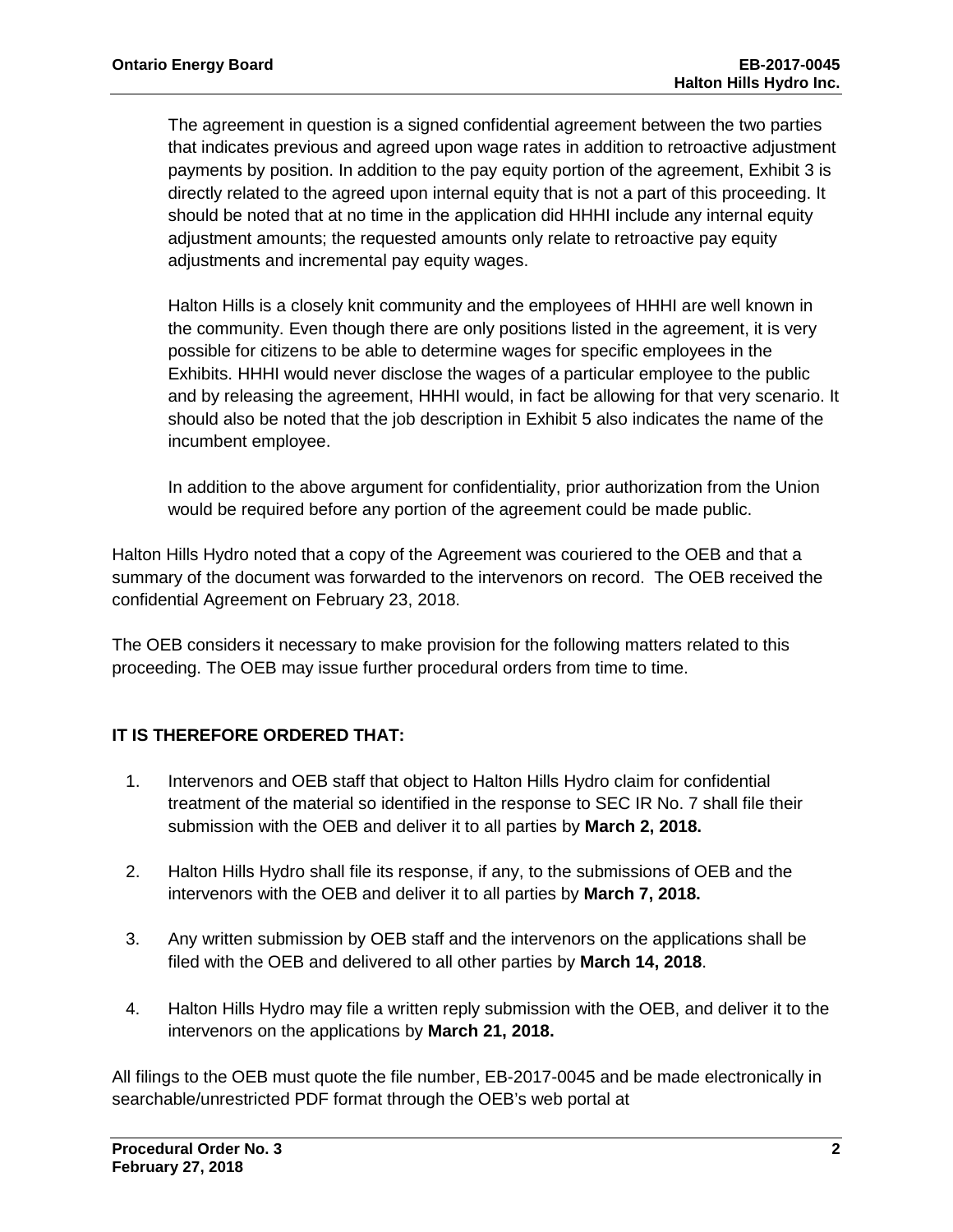> The agreement in question is a signed confidential agreement between the two parties that indicates previous and agreed upon wage rates in addition to retroactive adjustment payments by position. In addition to the pay equity portion of the agreement, Exhibit 3 is directly related to the agreed upon internal equity that is not a part of this proceeding. It should be noted that at no time in the application did HHHI include any internal equity adjustment amounts; the requested amounts only relate to retroactive pay equity adjustments and incremental pay equity wages.
>
> Halton Hills is a closely knit community and the employees of HHHI are well known in the community. Even though there are only positions listed in the agreement, it is very possible for citizens to be able to determine wages for specific employees in the Exhibits. HHHI would never disclose the wages of a particular employee to the public and by releasing the agreement, HHHI would, in fact be allowing for that very scenario. It should also be noted that the job description in Exhibit 5 also indicates the name of the incumbent employee.
>
> In addition to the above argument for confidentiality, prior authorization from the Union would be required before any portion of the agreement could be made public.

Halton Hills Hydro noted that a copy of the Agreement was couriered to the OEB and that a summary of the document was forwarded to the intervenors on record. The OEB received the confidential Agreement on February 23, 2018.

The OEB considers it necessary to make provision for the following matters related to this proceeding. The OEB may issue further procedural orders from time to time.

**IT IS THEREFORE ORDERED THAT:**

1. Intervenors and OEB staff that object to Halton Hills Hydro claim for confidential treatment of the material so identified in the response to SEC IR No. 7 shall file their submission with the OEB and deliver it to all parties by **March 2, 2018.**

2. Halton Hills Hydro shall file its response, if any, to the submissions of OEB and the intervenors with the OEB and deliver it to all parties by **March 7, 2018.**

3. Any written submission by OEB staff and the intervenors on the applications shall be filed with the OEB and delivered to all other parties by **March 14, 2018**.

4. Halton Hills Hydro may file a written reply submission with the OEB, and deliver it to the intervenors on the applications by **March 21, 2018.**

All filings to the OEB must quote the file number, EB-2017-0045 and be made electronically in searchable/unrestricted PDF format through the OEB's web portal at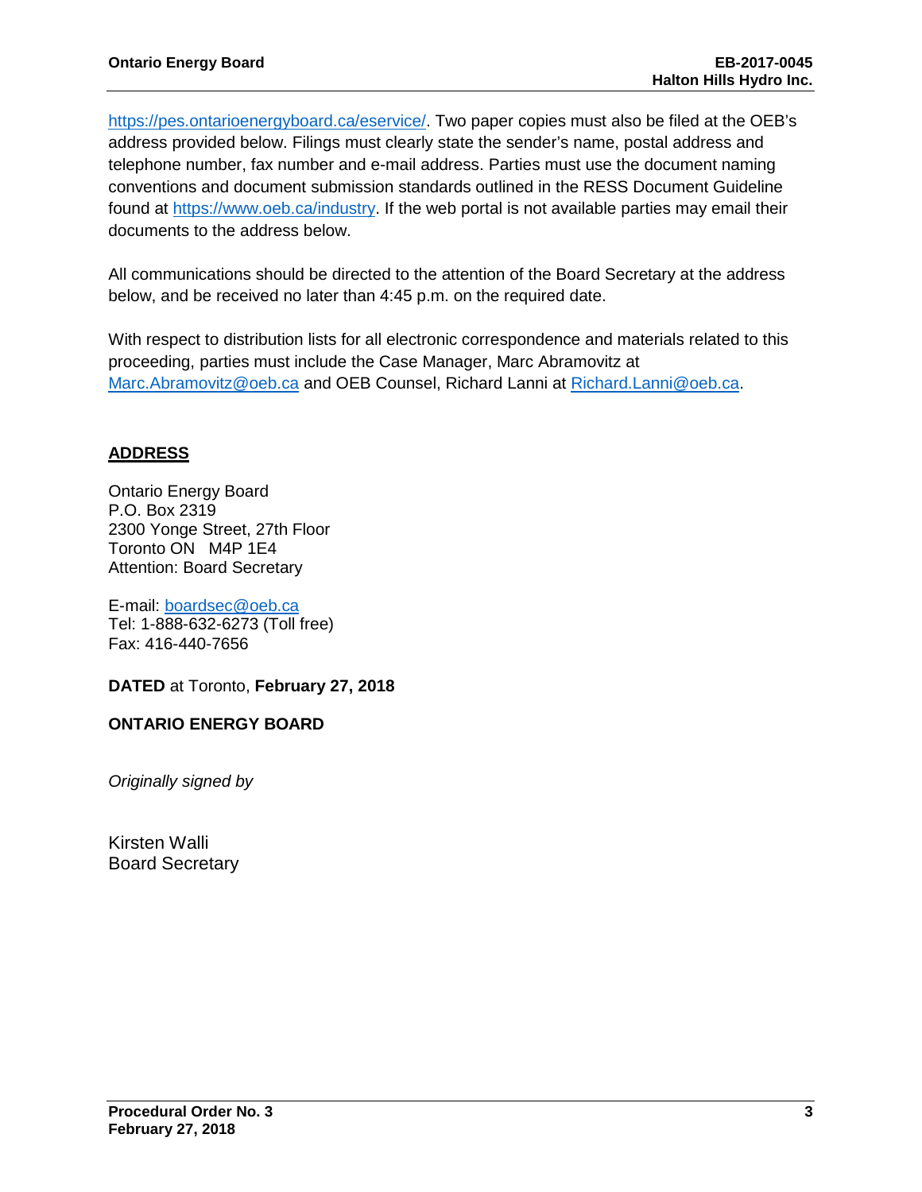https://pes.ontarioenergyboard.ca/eservice/. Two paper copies must also be filed at the OEB's address provided below. Filings must clearly state the sender's name, postal address and telephone number, fax number and e-mail address. Parties must use the document naming conventions and document submission standards outlined in the RESS Document Guideline found at https://www.oeb.ca/industry. If the web portal is not available parties may email their documents to the address below.

All communications should be directed to the attention of the Board Secretary at the address below, and be received no later than 4:45 p.m. on the required date.

With respect to distribution lists for all electronic correspondence and materials related to this proceeding, parties must include the Case Manager, Marc Abramovitz at Marc.Abramovitz@oeb.ca and OEB Counsel, Richard Lanni at Richard.Lanni@oeb.ca.

## ADDRESS

Ontario Energy Board
P.O. Box 2319
2300 Yonge Street, 27th Floor
Toronto ON M4P 1E4
Attention: Board Secretary

E-mail: boardsec@oeb.ca
Tel: 1-888-632-6273 (Toll free)
Fax: 416-440-7656

**DATED** at Toronto, **February 27, 2018**

**ONTARIO ENERGY BOARD**

*Originally signed by*

Kirsten Walli
Board Secretary